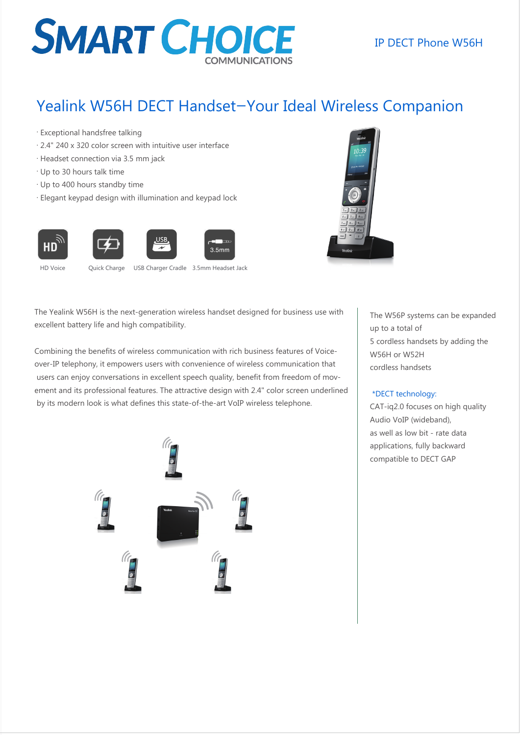# SMART CHOICE COMMUNICATIONS

IP DECT Phone W56H

## Yealink W56H DECT Handset—Your Ideal Wireless Companion

- Exceptional handsfree talking
- 2.4" 240 x 320 color screen with intuitive user interface
- Headset connection via 3.5 mm jack
- Up to 30 hours talk time
- Up to 400 hours standby time
- Elegant keypad design with illumination and keypad lock

HD Voice | Quick Charge | USB Charger Cradle | 3.5mm Headset Jack

The Yealink W56H is the next-generation wireless handset designed for business use with excellent battery life and high compatibility.

Combining the benefits of wireless communication with rich business features of Voice-over-IP telephony, it empowers users with convenience of wireless communication that users can enjoy conversations in excellent speech quality, benefit from freedom of mov-ement and its professional features. The attractive design with 2.4" color screen underlined by its modern look is what defines this state-of-the-art VoIP wireless telephone.

The W56P systems can be expanded up to a total of 5 cordless handsets by adding the W56H or W52H cordless handsets

*DECT technology:

CAT-iq2.0 focuses on high quality Audio VoIP (wideband), as well as low bit - rate data applications, fully backward compatible to DECT GAP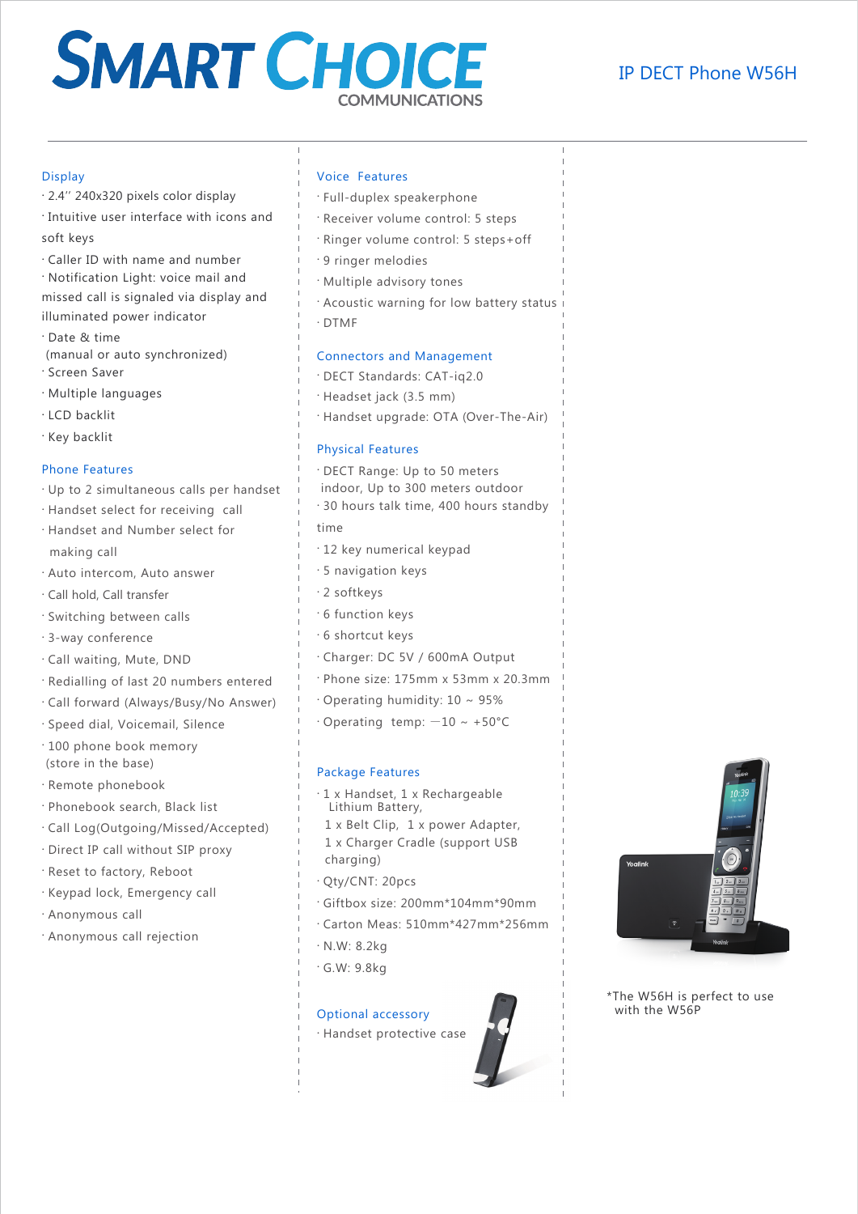# SMART CHOICE COMMUNICATIONS

## IP DECT Phone W56H

### Display
- 2.4'' 240x320 pixels color display
- Intuitive user interface with icons and soft keys
- Caller ID with name and number
- Notification Light: voice mail and missed call is signaled via display and illuminated power indicator
- Date & time (manual or auto synchronized)
- Screen Saver
- Multiple languages
- LCD backlit
- Key backlit

### Phone Features
- Up to 2 simultaneous calls per handset
- Handset select for receiving call
- Handset and Number select for making call
- Auto intercom, Auto answer
- Call hold, Call transfer
- Switching between calls
- 3-way conference
- Call waiting, Mute, DND
- Redialling of last 20 numbers entered
- Call forward (Always/Busy/No Answer)
- Speed dial, Voicemail, Silence
- 100 phone book memory (store in the base)
- Remote phonebook
- Phonebook search, Black list
- Call Log(Outgoing/Missed/Accepted)
- Direct IP call without SIP proxy
- Reset to factory, Reboot
- Keypad lock, Emergency call
- Anonymous call
- Anonymous call rejection

### Voice Features
- Full-duplex speakerphone
- Receiver volume control: 5 steps
- Ringer volume control: 5 steps+off
- 9 ringer melodies
- Multiple advisory tones
- Acoustic warning for low battery status
- DTMF

### Connectors and Management
- DECT Standards: CAT-iq2.0
- Headset jack (3.5 mm)
- Handset upgrade: OTA (Over-The-Air)

### Physical Features
- DECT Range: Up to 50 meters indoor, Up to 300 meters outdoor
- 30 hours talk time, 400 hours standby time
- 12 key numerical keypad
- 5 navigation keys
- 2 softkeys
- 6 function keys
- 6 shortcut keys
- Charger: DC 5V / 600mA Output
- Phone size: 175mm x 53mm x 20.3mm
- Operating humidity: 10 ~ 95%
- Operating temp: −10 ~ +50°C

### Package Features
- 1 x Handset, 1 x Rechargeable Lithium Battery, 1 x Belt Clip, 1 x power Adapter, 1 x Charger Cradle (support USB charging)
- Qty/CNT: 20pcs
- Giftbox size: 200mm*104mm*90mm
- Carton Meas: 510mm*427mm*256mm
- N.W: 8.2kg
- G.W: 9.8kg

### Optional accessory
- Handset protective case

*The W56H is perfect to use with the W56P